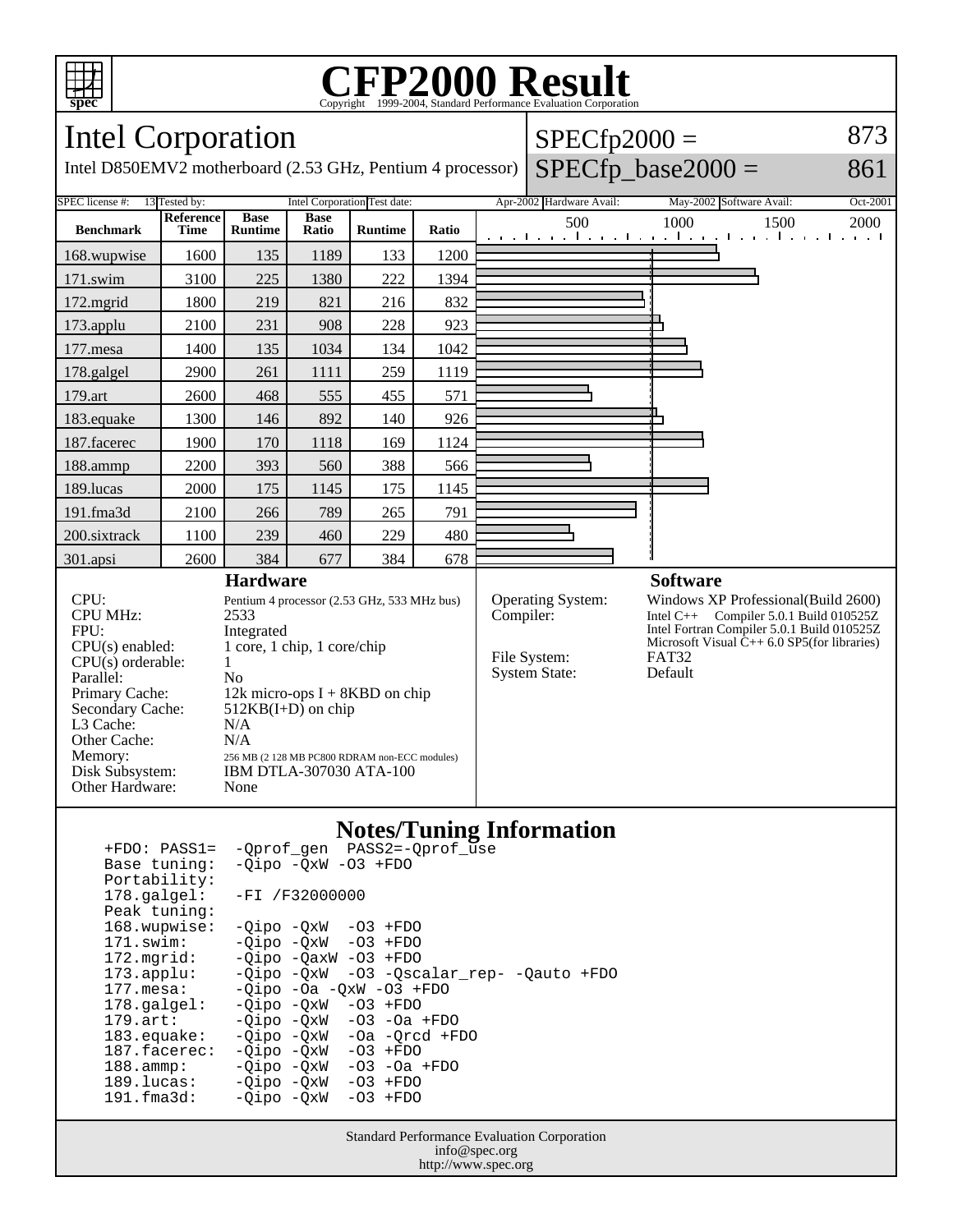# CFP2000 Result

Copyright 1999-2004, Standard Performance Evaluation Corporation

## Intel Corporation

Intel D850EMV2 motherboard (2.53 GHz, Pentium 4 processor)

SPECfp2000 = 873

SPECfp_base2000 = 861

| SPEC license #: | 13 | Tested by: | Intel Corporation | Test date: | Apr-2002 | Hardware Avail: | May-2002 | Software Avail: | Oct-2001 |
|---|---|---|---|---|---|---|---|---|---|

| Benchmark | Reference Time | Base Runtime | Base Ratio | Runtime | Ratio |
|---|---|---|---|---|---|
| 168.wupwise | 1600 | 135 | 1189 | 133 | 1200 |
| 171.swim | 3100 | 225 | 1380 | 222 | 1394 |
| 172.mgrid | 1800 | 219 | 821 | 216 | 832 |
| 173.applu | 2100 | 231 | 908 | 228 | 923 |
| 177.mesa | 1400 | 135 | 1034 | 134 | 1042 |
| 178.galgel | 2900 | 261 | 1111 | 259 | 1119 |
| 179.art | 2600 | 468 | 555 | 455 | 571 |
| 183.equake | 1300 | 146 | 892 | 140 | 926 |
| 187.facerec | 1900 | 170 | 1118 | 169 | 1124 |
| 188.ammp | 2200 | 393 | 560 | 388 | 566 |
| 189.lucas | 2000 | 175 | 1145 | 175 | 1145 |
| 191.fma3d | 2100 | 266 | 789 | 265 | 791 |
| 200.sixtrack | 1100 | 239 | 460 | 229 | 480 |
| 301.apsi | 2600 | 384 | 677 | 384 | 678 |

### Hardware

| | |
|---|---|
| CPU: | Pentium 4 processor (2.53 GHz, 533 MHz bus) |
| CPU MHz: | 2533 |
| FPU: | Integrated |
| CPU(s) enabled: | 1 core, 1 chip, 1 core/chip |
| CPU(s) orderable: | 1 |
| Parallel: | No |
| Primary Cache: | 12k micro-ops I + 8KBD on chip |
| Secondary Cache: | 512KB(I+D) on chip |
| L3 Cache: | N/A |
| Other Cache: | N/A |
| Memory: | 256 MB (2 128 MB PC800 RDRAM non-ECC modules) |
| Disk Subsystem: | IBM DTLA-307030 ATA-100 |
| Other Hardware: | None |

### Software

| | |
|---|---|
| Operating System: | Windows XP Professional(Build 2600) |
| Compiler: | Intel C++ Compiler 5.0.1 Build 010525Z<br>Intel Fortran Compiler 5.0.1 Build 010525Z<br>Microsoft Visual C++ 6.0 SP5(for libraries) |
| File System: | FAT32 |
| System State: | Default |

### Notes/Tuning Information

```
+FDO: PASS1=  -Qprof_gen  PASS2=-Qprof_use
Base tuning:  -Qipo -QxW -O3 +FDO
Portability:
178.galgel:   -FI /F32000000
Peak tuning:
168.wupwise:  -Qipo -QxW  -O3 +FDO
171.swim:     -Qipo -QxW  -O3 +FDO
172.mgrid:    -Qipo -QaxW -O3 +FDO
173.applu:    -Qipo -QxW  -O3 -Qscalar_rep- -Qauto +FDO
177.mesa:     -Qipo -Oa -QxW -O3 +FDO
178.galgel:   -Qipo -QxW  -O3 +FDO
179.art:      -Qipo -QxW  -O3 -Oa +FDO
183.equake:   -Qipo -QxW  -Oa -Qrcd +FDO
187.facerec:  -Qipo -QxW  -O3 +FDO
188.ammp:     -Qipo -QxW  -O3 -Oa +FDO
189.lucas:    -Qipo -QxW  -O3 +FDO
191.fma3d:    -Qipo -QxW  -O3 +FDO
```

Standard Performance Evaluation Corporation
info@spec.org
http://www.spec.org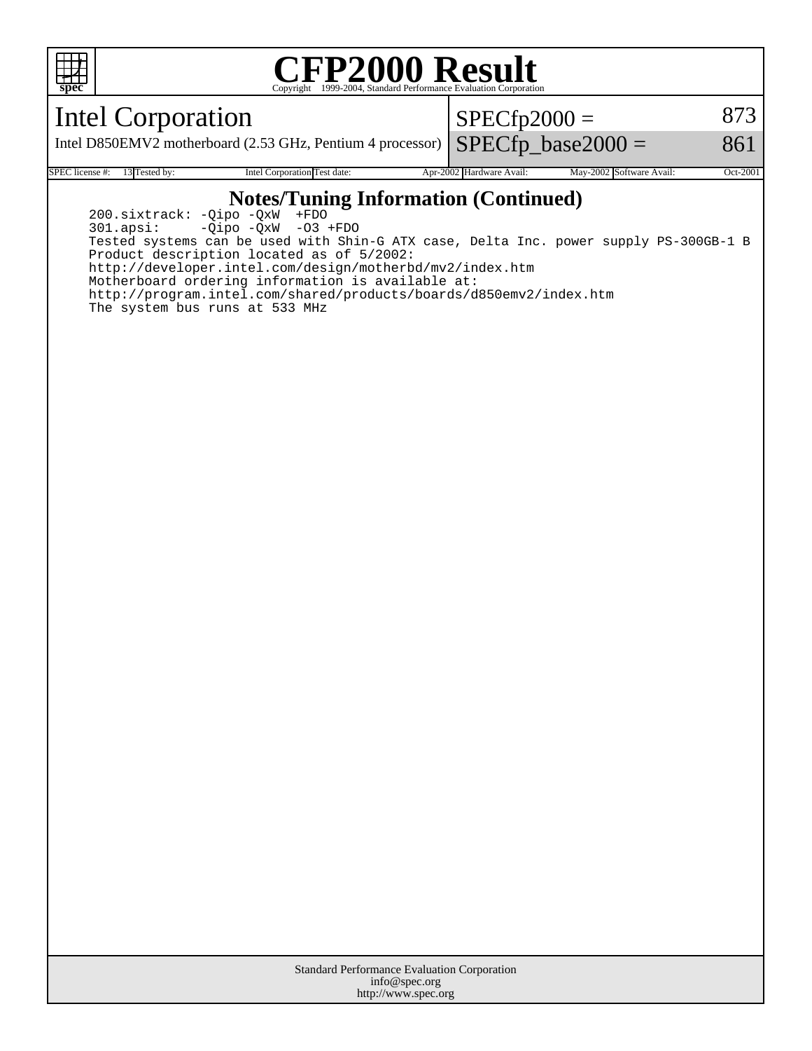# CFP2000 Result

Copyright 1999-2004, Standard Performance Evaluation Corporation

## Intel Corporation

Intel D850EMV2 motherboard (2.53 GHz, Pentium 4 processor)

SPECfp2000 = 873

SPECfp_base2000 = 861

| SPEC license #: | 13 | Tested by: | Intel Corporation | Test date: | Apr-2002 | Hardware Avail: | May-2002 | Software Avail: | Oct-2001 |
|---|---|---|---|---|---|---|---|---|---|

### Notes/Tuning Information (Continued)

```
200.sixtrack: -Qipo -QxW  +FDO
301.apsi:     -Qipo -QxW  -O3 +FDO
Tested systems can be used with Shin-G ATX case, Delta Inc. power supply PS-300GB-1 B
Product description located as of 5/2002:
http://developer.intel.com/design/motherbd/mv2/index.htm
Motherboard ordering information is available at:
http://program.intel.com/shared/products/boards/d850emv2/index.htm
The system bus runs at 533 MHz
```

Standard Performance Evaluation Corporation
info@spec.org
http://www.spec.org